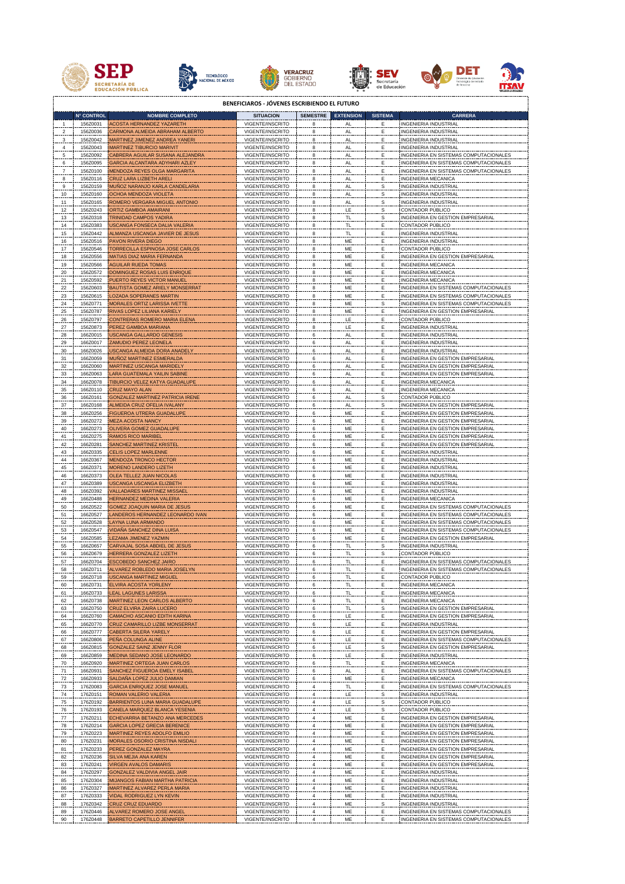## BENEFICIARIOS - JÓVENES ESCRIBIENDO EL FUTURO

| | N° CONTROL | NOMBRE COMPLETO | SITUACION | SEMESTRE | EXTENSION | SISTEMA | CARRERA |
|---|---|---|---|---|---|---|---|
| 1 | 15620031 | ACOSTA HERNANDEZ YAZARETH | VIGENTE/INSCRITO | 8 | AL | E | INGENIERIA INDUSTRIAL |
| 2 | 15620036 | CARMONA ALMEIDA ABRAHAM ALBERTO | VIGENTE/INSCRITO | 8 | AL | E | INGENIERIA INDUSTRIAL |
| 3 | 15620042 | MARTINEZ JIMENEZ ANDREA YANERI | VIGENTE/INSCRITO | 8 | AL | E | INGENIERIA INDUSTRIAL |
| 4 | 15620043 | MARTINEZ TIBURCIO MARIVIT | VIGENTE/INSCRITO | 8 | AL | E | INGENIERIA INDUSTRIAL |
| 5 | 15620092 | CABRERA AGUILAR SUSANA ALEJANDRA | VIGENTE/INSCRITO | 8 | AL | E | INGENIERIA EN SISTEMAS COMPUTACIONALES |
| 6 | 15620095 | GARCIA ALCANTARA ADYHARI AZLEY | VIGENTE/INSCRITO | 8 | AL | E | INGENIERIA EN SISTEMAS COMPUTACIONALES |
| 7 | 15620100 | MENDOZA REYES OLGA MARGARITA | VIGENTE/INSCRITO | 8 | AL | E | INGENIERIA EN SISTEMAS COMPUTACIONALES |
| 8 | 15620116 | CRUZ LARA LIZBETH ARELI | VIGENTE/INSCRITO | 8 | AL | E | INGENIERIA MECANICA |
| 9 | 15620159 | MUÑOZ NARANJO KARLA CANDELARIA | VIGENTE/INSCRITO | 8 | AL | S | INGENIERIA INDUSTRIAL |
| 10 | 15620160 | OCHOA MENDOZA VIOLETA | VIGENTE/INSCRITO | 8 | AL | S | INGENIERIA INDUSTRIAL |
| 11 | 15620165 | ROMERO VERGARA MIGUEL ANTONIO | VIGENTE/INSCRITO | 8 | AL | S | INGENIERIA INDUSTRIAL |
| 12 | 15620243 | ORTIZ GAMBOA AMAIRANI | VIGENTE/INSCRITO | 8 | LE | S | CONTADOR PÚBLICO |
| 13 | 15620318 | TRINIDAD CAMPOS YADIRA | VIGENTE/INSCRITO | 8 | TL | S | INGENIERIA EN GESTION EMPRESARIAL |
| 14 | 15620383 | USCANGA FONSECA DALIA VALERIA | VIGENTE/INSCRITO | 8 | TL | E | CONTADOR PÚBLICO |
| 15 | 15620442 | ALMANZA USCANGA JAVIER DE JESUS | VIGENTE/INSCRITO | 8 | TL | E | INGENIERIA INDUSTRIAL |
| 16 | 15620516 | PAVON RIVERA DIEGO | VIGENTE/INSCRITO | 8 | ME | E | INGENIERIA INDUSTRIAL |
| 17 | 15620546 | TORRECILLA ESPINOSA JOSE CARLOS | VIGENTE/INSCRITO | 8 | ME | E | CONTADOR PÚBLICO |
| 18 | 15620556 | MATIAS DIAZ MARIA FERNANDA | VIGENTE/INSCRITO | 8 | ME | E | INGENIERIA EN GESTION EMPRESARIAL |
| 19 | 15620566 | AGUILAR RUEDA TOMAS | VIGENTE/INSCRITO | 8 | ME | E | INGENIERIA MECANICA |
| 20 | 15620572 | DOMINGUEZ ROSAS LUIS ENRIQUE | VIGENTE/INSCRITO | 8 | ME | E | INGENIERIA MECANICA |
| 21 | 15620592 | PUERTO REYES VICTOR MANUEL | VIGENTE/INSCRITO | 8 | ME | E | INGENIERIA MECANICA |
| 22 | 15620603 | BAUTISTA GOMEZ ARIELY MONSERRAT | VIGENTE/INSCRITO | 8 | ME | E | INGENIERIA EN SISTEMAS COMPUTACIONALES |
| 23 | 15620615 | LOZADA SOPERANES MARTIN | VIGENTE/INSCRITO | 8 | ME | E | INGENIERIA EN SISTEMAS COMPUTACIONALES |
| 24 | 15620771 | MORALES ORTIZ LARISSA IVETTE | VIGENTE/INSCRITO | 8 | ME | S | INGENIERIA EN SISTEMAS COMPUTACIONALES |
| 25 | 15620787 | RIVAS LOPEZ LILIANA KARIELY | VIGENTE/INSCRITO | 8 | ME | E | INGENIERIA EN GESTION EMPRESARIAL |
| 26 | 15620797 | CONTRERAS ROMERO MARIA ELENA | VIGENTE/INSCRITO | 8 | LE | E | CONTADOR PÚBLICO |
| 27 | 15620873 | PEREZ GAMBOA MARIANA | VIGENTE/INSCRITO | 8 | LE | E | INGENIERIA INDUSTRIAL |
| 28 | 16620015 | USCANGA GALLARDO GENESIS | VIGENTE/INSCRITO | 6 | AL | E | INGENIERIA INDUSTRIAL |
| 29 | 16620017 | ZAMUDIO PEREZ LEONELA | VIGENTE/INSCRITO | 6 | AL | E | INGENIERIA INDUSTRIAL |
| 30 | 16620026 | USCANGA ALMEIDA DORA ANADELY | VIGENTE/INSCRITO | 6 | AL | E | INGENIERIA INDUSTRIAL |
| 31 | 16620059 | MUÑOZ MARTINEZ ESMERALDA | VIGENTE/INSCRITO | 6 | AL | E | INGENIERIA EN GESTION EMPRESARIAL |
| 32 | 16620060 | MARTINEZ USCANGA MARIDELY | VIGENTE/INSCRITO | 6 | AL | E | INGENIERIA EN GESTION EMPRESARIAL |
| 33 | 16620063 | LARA GUATEMALA YAILIN SABINE | VIGENTE/INSCRITO | 6 | AL | E | INGENIERIA EN GESTION EMPRESARIAL |
| 34 | 16620078 | TIBURCIO VELEZ KATYA GUADALUPE | VIGENTE/INSCRITO | 6 | AL | E | INGENIERIA MECANICA |
| 35 | 16620110 | CRUZ MAYO ALAN | VIGENTE/INSCRITO | 6 | AL | E | INGENIERIA MECANICA |
| 36 | 16620161 | GONZALEZ MARTINEZ PATRICIA IRENE | VIGENTE/INSCRITO | 6 | AL | S | CONTADOR PÚBLICO |
| 37 | 16620168 | ALMEIDA CRUZ OFELIA IVALANY | VIGENTE/INSCRITO | 6 | AL | S | INGENIERIA EN GESTION EMPRESARIAL |
| 38 | 16620256 | FIGUEROA UTRERA GUADALUPE | VIGENTE/INSCRITO | 6 | ME | E | INGENIERIA EN GESTION EMPRESARIAL |
| 39 | 16620272 | MEZA ACOSTA NANCY | VIGENTE/INSCRITO | 6 | ME | E | INGENIERIA EN GESTION EMPRESARIAL |
| 40 | 16620273 | OLIVERA GOMEZ GUADALUPE | VIGENTE/INSCRITO | 6 | ME | E | INGENIERIA EN GESTION EMPRESARIAL |
| 41 | 16620275 | RAMOS RICO MARIBEL | VIGENTE/INSCRITO | 6 | ME | E | INGENIERIA EN GESTION EMPRESARIAL |
| 42 | 16620281 | SANCHEZ MARTINEZ KRISTEL | VIGENTE/INSCRITO | 6 | ME | E | INGENIERIA EN GESTION EMPRESARIAL |
| 43 | 16620335 | CELIS LOPEZ MARLENNE | VIGENTE/INSCRITO | 6 | ME | E | INGENIERIA INDUSTRIAL |
| 44 | 16620367 | MENDOZA TRONCO HECTOR | VIGENTE/INSCRITO | 6 | ME | E | INGENIERIA INDUSTRIAL |
| 45 | 16620371 | MORENO LANDERO LIZETH | VIGENTE/INSCRITO | 6 | ME | E | INGENIERIA INDUSTRIAL |
| 46 | 16620373 | OLEA TELLEZ JUAN NICOLAS | VIGENTE/INSCRITO | 6 | ME | E | INGENIERIA INDUSTRIAL |
| 47 | 16620389 | USCANGA USCANGA ELIZBETH | VIGENTE/INSCRITO | 6 | ME | E | INGENIERIA INDUSTRIAL |
| 48 | 16620392 | VALLADARES MARTINEZ MISSAEL | VIGENTE/INSCRITO | 6 | ME | E | INGENIERIA INDUSTRIAL |
| 49 | 16620488 | HERNANDEZ MEDINA VALERIA | VIGENTE/INSCRITO | 6 | ME | E | INGENIERIA MECANICA |
| 50 | 16620522 | GOMEZ JOAQUIN MARIA DE JESUS | VIGENTE/INSCRITO | 6 | ME | E | INGENIERIA EN SISTEMAS COMPUTACIONALES |
| 51 | 16620527 | LANDEROS HERNANDEZ LEONARDO IVAN | VIGENTE/INSCRITO | 6 | ME | E | INGENIERIA EN SISTEMAS COMPUTACIONALES |
| 52 | 16620528 | LAYNA LUNA ARMANDO | VIGENTE/INSCRITO | 6 | ME | E | INGENIERIA EN SISTEMAS COMPUTACIONALES |
| 53 | 16620547 | VIDAÑA SANCHEZ DINA LUISA | VIGENTE/INSCRITO | 6 | ME | E | INGENIERIA EN SISTEMAS COMPUTACIONALES |
| 54 | 16620585 | LEZAMA JIMENEZ YAZMIN | VIGENTE/INSCRITO | 6 | ME | E | INGENIERIA EN GESTION EMPRESARIAL |
| 55 | 16620657 | CARVAJAL SOSA ABDIEL DE JESUS | VIGENTE/INSCRITO | 6 | TL | S | INGENIERIA INDUSTRIAL |
| 56 | 16620679 | HERRERA GONZALEZ LIZETH | VIGENTE/INSCRITO | 6 | TL | S | CONTADOR PÚBLICO |
| 57 | 16620704 | ESCOBEDO SANCHEZ JAIRO | VIGENTE/INSCRITO | 6 | TL | E | INGENIERIA EN SISTEMAS COMPUTACIONALES |
| 58 | 16620711 | ALVAREZ ROBLEDO MARIA JOSELYN | VIGENTE/INSCRITO | 6 | TL | E | INGENIERIA EN SISTEMAS COMPUTACIONALES |
| 59 | 16620718 | USCANGA MARTINEZ MIGUEL | VIGENTE/INSCRITO | 6 | TL | E | CONTADOR PÚBLICO |
| 60 | 16620731 | ELVIRA ACOSTA YORLENY | VIGENTE/INSCRITO | 6 | TL | E | INGENIERIA MECANICA |
| 61 | 16620733 | LEAL LAGUNES LARISSA | VIGENTE/INSCRITO | 6 | TL | E | INGENIERIA MECANICA |
| 62 | 16620738 | MARTINEZ LEON CARLOS ALBERTO | VIGENTE/INSCRITO | 6 | TL | E | INGENIERIA MECANICA |
| 63 | 16620750 | CRUZ ELVIRA ZAIRA LUCERO | VIGENTE/INSCRITO | 6 | TL | S | INGENIERIA EN GESTION EMPRESARIAL |
| 64 | 16620760 | CAMACHO ASCANIO EDITH KARINA | VIGENTE/INSCRITO | 6 | LE | E | INGENIERIA EN GESTION EMPRESARIAL |
| 65 | 16620770 | CRUZ CAMARILLO LIZBE MONSERRAT | VIGENTE/INSCRITO | 6 | LE | E | INGENIERIA INDUSTRIAL |
| 66 | 16620777 | CABERTA SILERA YARELY | VIGENTE/INSCRITO | 6 | LE | E | INGENIERIA EN GESTION EMPRESARIAL |
| 67 | 16620806 | PEÑA COLUNGA ALINE | VIGENTE/INSCRITO | 6 | LE | E | INGENIERIA EN SISTEMAS COMPUTACIONALES |
| 68 | 16620815 | GONZALEZ SAINZ JENNY FLOR | VIGENTE/INSCRITO | 6 | LE | S | INGENIERIA EN GESTION EMPRESARIAL |
| 69 | 16620859 | MEDINA SEDANO JOSE LEONARDO | VIGENTE/INSCRITO | 6 | LE | E | INGENIERIA INDUSTRIAL |
| 70 | 16620920 | MARTINEZ ORTEGA JUAN CARLOS | VIGENTE/INSCRITO | 6 | TL | E | INGENIERIA MECANICA |
| 71 | 16620931 | SANCHEZ FIGUEROA EMELY ISABEL | VIGENTE/INSCRITO | 6 | AL | E | INGENIERIA EN SISTEMAS COMPUTACIONALES |
| 72 | 16620933 | SALDAÑA LOPEZ JULIO DAMIAN | VIGENTE/INSCRITO | 6 | ME | E | INGENIERIA MECANICA |
| 73 | 17620083 | GARCIA ENRIQUEZ JOSE MANUEL | VIGENTE/INSCRITO | 4 | TL | E | INGENIERIA EN SISTEMAS COMPUTACIONALES |
| 74 | 17620151 | ROMAN VALERIO VALERIA | VIGENTE/INSCRITO | 4 | LE | S | INGENIERIA INDUSTRIAL |
| 75 | 17620192 | BARRIENTOS LUNA MARIA GUADALUPE | VIGENTE/INSCRITO | 4 | LE | S | CONTADOR PÚBLICO |
| 76 | 17620193 | CANELA MARQUEZ BLANCA YESENIA | VIGENTE/INSCRITO | 4 | LE | S | CONTADOR PÚBLICO |
| 77 | 17620211 | ECHEVARRIA BETANZO ANA MERCEDES | VIGENTE/INSCRITO | 4 | ME | E | INGENIERIA EN GESTION EMPRESARIAL |
| 78 | 17620214 | GARCIA LOPEZ GRECIA BERENICE | VIGENTE/INSCRITO | 4 | ME | E | INGENIERIA EN GESTION EMPRESARIAL |
| 79 | 17620223 | MARTINEZ REYES ADOLFO EMILIO | VIGENTE/INSCRITO | 4 | ME | E | INGENIERIA EN GESTION EMPRESARIAL |
| 80 | 17620231 | MORALES OSORIO CRISTINA NISDALI | VIGENTE/INSCRITO | 4 | ME | E | INGENIERIA EN GESTION EMPRESARIAL |
| 81 | 17620233 | PEREZ GONZALEZ MAYRA | VIGENTE/INSCRITO | 4 | ME | E | INGENIERIA EN GESTION EMPRESARIAL |
| 82 | 17620236 | SILVA MEJIA ANA KAREN | VIGENTE/INSCRITO | 4 | ME | E | INGENIERIA EN GESTION EMPRESARIAL |
| 83 | 17620241 | VIRGEN AVALOS DAMARIS | VIGENTE/INSCRITO | 4 | ME | E | INGENIERIA EN GESTION EMPRESARIAL |
| 84 | 17620297 | GONZALEZ VALDIVIA ANGEL JAIR | VIGENTE/INSCRITO | 4 | ME | E | INGENIERIA INDUSTRIAL |
| 85 | 17620304 | MIJANGOS FABIAN MARTHA PATRICIA | VIGENTE/INSCRITO | 4 | ME | E | INGENIERIA INDUSTRIAL |
| 86 | 17620327 | MARTINEZ ALVAREZ PERLA MARIA | VIGENTE/INSCRITO | 4 | ME | E | INGENIERIA INDUSTRIAL |
| 87 | 17620333 | VIDAL RODRIGUEZ LYN KEVIN | VIGENTE/INSCRITO | 4 | ME | E | INGENIERIA INDUSTRIAL |
| 88 | 17620342 | CRUZ CRUZ EDUARDO | VIGENTE/INSCRITO | 4 | ME | S | INGENIERIA INDUSTRIAL |
| 89 | 17620446 | ALVAREZ ROMERO JOSE ANGEL | VIGENTE/INSCRITO | 4 | ME | E | INGENIERIA EN SISTEMAS COMPUTACIONALES |
| 90 | 17620448 | BARRETO CAPETILLO JENNIFER | VIGENTE/INSCRITO | 4 | ME | E | INGENIERIA EN SISTEMAS COMPUTACIONALES |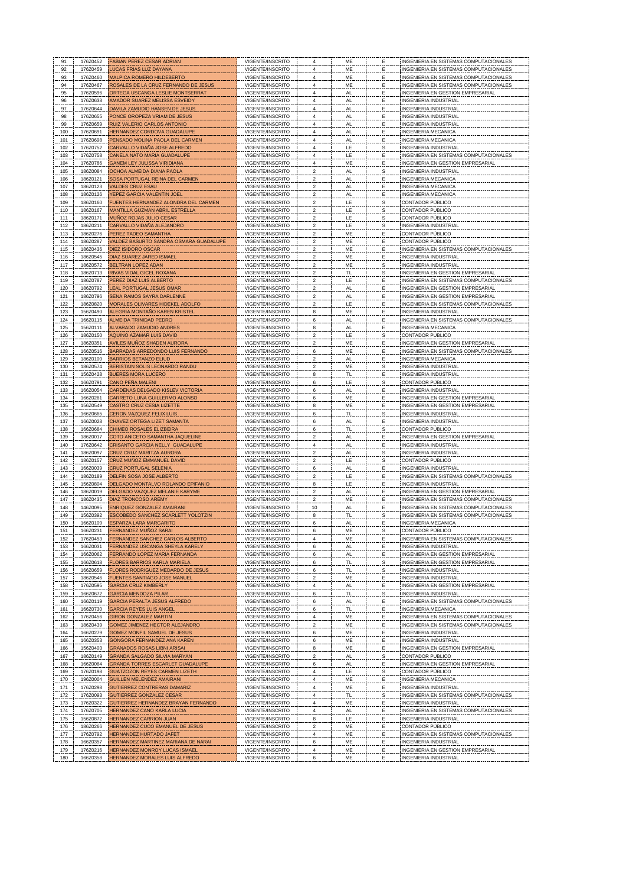| 91 | 17620452 | FABIAN PEREZ CESAR ADRIAN | VIGENTE/INSCRITO | 4 | ME | E | INGENIERIA EN SISTEMAS COMPUTACIONALES |
|---|---|---|---|---|---|---|---|
| 92 | 17620459 | LUCAS FRIAS LUZ DAYANA | VIGENTE/INSCRITO | 4 | ME | E | INGENIERIA EN SISTEMAS COMPUTACIONALES |
| 93 | 17620460 | MALPICA ROMERO HILDEBERTO | VIGENTE/INSCRITO | 4 | ME | E | INGENIERIA EN SISTEMAS COMPUTACIONALES |
| 94 | 17620467 | ROSALES DE LA CRUZ FERNANDO DE JESUS | VIGENTE/INSCRITO | 4 | ME | E | INGENIERIA EN SISTEMAS COMPUTACIONALES |
| 95 | 17620596 | ORTEGA USCANGA LESLIE MONTSERRAT | VIGENTE/INSCRITO | 4 | AL | E | INGENIERIA EN GESTION EMPRESARIAL |
| 96 | 17620638 | AMADOR SUAREZ MELISSA ESVEIDY | VIGENTE/INSCRITO | 4 | AL | E | INGENIERIA INDUSTRIAL |
| 97 | 17620644 | DAVILA ZAMUDIO HANSEN DE JESUS | VIGENTE/INSCRITO | 4 | AL | E | INGENIERIA INDUSTRIAL |
| 98 | 17620655 | PONCE OROPEZA VRIAM DE JESUS | VIGENTE/INSCRITO | 4 | AL | E | INGENIERIA INDUSTRIAL |
| 99 | 17620659 | RUIZ VALERIO CARLOS ANTONIO | VIGENTE/INSCRITO | 4 | AL | E | INGENIERIA INDUSTRIAL |
| 100 | 17620691 | HERNANDEZ CORDOVA GUADALUPE | VIGENTE/INSCRITO | 4 | AL | E | INGENIERIA MECANICA |
| 101 | 17620698 | PENSADO MOLINA PAOLA DEL CARMEN | VIGENTE/INSCRITO | 4 | AL | E | INGENIERIA MECANICA |
| 102 | 17620752 | CARVALLO VIDAÑA JOSE ALFREDO | VIGENTE/INSCRITO | 4 | LE | S | INGENIERIA INDUSTRIAL |
| 103 | 17620758 | CANELA NATO MARIA GUADALUPE | VIGENTE/INSCRITO | 4 | LE | E | INGENIERIA EN SISTEMAS COMPUTACIONALES |
| 104 | 17620786 | GANEM LEY JULISSA VIRIDIANA | VIGENTE/INSCRITO | 4 | ME | E | INGENIERIA EN GESTION EMPRESARIAL |
| 105 | 18620084 | OCHOA ALMEIDA DIANA PAOLA | VIGENTE/INSCRITO | 2 | AL | S | INGENIERIA INDUSTRIAL |
| 106 | 18620121 | SOSA PORTUGAL REINA DEL CARMEN | VIGENTE/INSCRITO | 2 | AL | E | INGENIERIA MECANICA |
| 107 | 18620123 | VALDES CRUZ ESAU | VIGENTE/INSCRITO | 2 | AL | E | INGENIERIA MECANICA |
| 108 | 18620126 | YEPEZ GARCIA VALENTIN JOEL | VIGENTE/INSCRITO | 2 | AL | E | INGENIERIA MECANICA |
| 109 | 18620160 | FUENTES HERNANDEZ ALONDRA DEL CARMEN | VIGENTE/INSCRITO | 2 | LE | S | CONTADOR PÚBLICO |
| 110 | 18620167 | MANTILLA GUZMAN ABRIL ESTRELLA | VIGENTE/INSCRITO | 2 | LE | S | CONTADOR PÚBLICO |
| 111 | 18620171 | MUÑOZ ROJAS JULIO CESAR | VIGENTE/INSCRITO | 2 | LE | S | CONTADOR PÚBLICO |
| 112 | 18620211 | CARVALLO VIDAÑA ALEJANDRO | VIGENTE/INSCRITO | 2 | LE | S | INGENIERIA INDUSTRIAL |
| 113 | 18620276 | PEREZ TADEO SAMANTHA | VIGENTE/INSCRITO | 2 | ME | E | CONTADOR PÚBLICO |
| 114 | 18620287 | VALDEZ BASURTO SANDRA OSMARA GUADALUPE | VIGENTE/INSCRITO | 2 | ME | E | CONTADOR PÚBLICO |
| 115 | 18620436 | DIEZ ISIDORO OSCAR | VIGENTE/INSCRITO | 2 | ME | E | INGENIERIA EN SISTEMAS COMPUTACIONALES |
| 116 | 18620545 | DIAZ SUAREZ JARED ISMAEL | VIGENTE/INSCRITO | 2 | ME | E | INGENIERIA INDUSTRIAL |
| 117 | 18620572 | BELTRAN LOPEZ ADAN | VIGENTE/INSCRITO | 2 | ME | S | INGENIERIA INDUSTRIAL |
| 118 | 18620713 | RIVAS VIDAL GICEL ROXANA | VIGENTE/INSCRITO | 2 | TL | S | INGENIERIA EN GESTION EMPRESARIAL |
| 119 | 18620787 | PEREZ DIAZ LUIS ALBERTO | VIGENTE/INSCRITO | 2 | LE | E | INGENIERIA EN SISTEMAS COMPUTACIONALES |
| 120 | 18620792 | LEAL PORTUGAL JESUS OMAR | VIGENTE/INSCRITO | 2 | AL | E | INGENIERIA EN GESTION EMPRESARIAL |
| 121 | 18620796 | SENA RAMOS SAYRA DARLENNE | VIGENTE/INSCRITO | 2 | AL | E | INGENIERIA EN GESTION EMPRESARIAL |
| 122 | 18620820 | MORALES OLIVARES HIDEKEL ADOLFO | VIGENTE/INSCRITO | 2 | LE | E | INGENIERIA EN SISTEMAS COMPUTACIONALES |
| 123 | 15620490 | ALEGRIA MONTAÑO KAREN KRISTEL | VIGENTE/INSCRITO | 8 | ME | E | INGENIERIA INDUSTRIAL |
| 124 | 16620115 | ALMEIDA TRINIDAD PEDRO | VIGENTE/INSCRITO | 6 | AL | E | INGENIERIA EN SISTEMAS COMPUTACIONALES |
| 125 | 15620111 | ALVARADO ZAMUDIO ANDRES | VIGENTE/INSCRITO | 8 | AL | E | INGENIERIA MECANICA |
| 126 | 18620150 | AQUINO AZAMAR LUIS DAVID | VIGENTE/INSCRITO | 2 | LE | S | CONTADOR PÚBLICO |
| 127 | 18620351 | AVILES MUÑOZ SHADEN AURORA | VIGENTE/INSCRITO | 2 | ME | E | INGENIERIA EN GESTION EMPRESARIAL |
| 128 | 16620516 | BARRADAS ARREDONDO LUIS FERNANDO | VIGENTE/INSCRITO | 6 | ME | E | INGENIERIA EN SISTEMAS COMPUTACIONALES |
| 129 | 18620100 | BARRIOS BETANZO ELIUD | VIGENTE/INSCRITO | 2 | AL | E | INGENIERIA MECANICA |
| 130 | 18620574 | BERISTAIN SOLIS LEONARDO RANDU | VIGENTE/INSCRITO | 2 | ME | S | INGENIERIA INDUSTRIAL |
| 131 | 15620428 | BUERES MORA LUCERO | VIGENTE/INSCRITO | 8 | TL | E | INGENIERIA INDUSTRIAL |
| 132 | 16620791 | CANO PEÑA MALENI | VIGENTE/INSCRITO | 6 | LE | S | CONTADOR PÚBLICO |
| 133 | 16620054 | CARDENAS DELGADO KISLEV VICTORIA | VIGENTE/INSCRITO | 6 | AL | E | INGENIERIA INDUSTRIAL |
| 134 | 16620261 | CARRETO LUNA GUILLERMO ALONSO | VIGENTE/INSCRITO | 6 | ME | E | INGENIERIA EN GESTION EMPRESARIAL |
| 135 | 15620549 | CASTRO CRUZ CESIA LIZETTE | VIGENTE/INSCRITO | 8 | ME | E | INGENIERIA EN GESTION EMPRESARIAL |
| 136 | 16620665 | CERON VAZQUEZ FELIX LUIS | VIGENTE/INSCRITO | 6 | TL | S | INGENIERIA INDUSTRIAL |
| 137 | 16620028 | CHAVEZ ORTEGA LIZET SAMANTA | VIGENTE/INSCRITO | 6 | AL | E | INGENIERIA INDUSTRIAL |
| 138 | 16620684 | CHIMEO ROSALES ELIZBEIRA | VIGENTE/INSCRITO | 6 | TL | S | CONTADOR PÚBLICO |
| 139 | 18620017 | COTO ANICETO SAMANTHA JAQUELINE | VIGENTE/INSCRITO | 2 | AL | E | INGENIERIA EN GESTION EMPRESARIAL |
| 140 | 17620642 | CRISANTO GARCIA NELLY GUADALUPE | VIGENTE/INSCRITO | 4 | AL | E | INGENIERIA INDUSTRIAL |
| 141 | 18620097 | CRUZ CRUZ MARITZA AURORA | VIGENTE/INSCRITO | 2 | AL | S | INGENIERIA INDUSTRIAL |
| 142 | 18620157 | CRUZ MUÑOZ EMMANUEL DAVID | VIGENTE/INSCRITO | 2 | LE | S | CONTADOR PÚBLICO |
| 143 | 16620039 | CRUZ PORTUGAL SELENIA | VIGENTE/INSCRITO | 6 | AL | E | INGENIERIA INDUSTRIAL |
| 144 | 18620189 | DELFIN SOSA JOSE ALBERTO | VIGENTE/INSCRITO | 2 | LE | E | INGENIERIA EN SISTEMAS COMPUTACIONALES |
| 145 | 15620804 | DELGADO MONTALVO ROLANDO EPIFANIO | VIGENTE/INSCRITO | 8 | LE | E | INGENIERIA INDUSTRIAL |
| 146 | 18620019 | DELGADO VAZQUEZ MELANIE KARYME | VIGENTE/INSCRITO | 2 | AL | E | INGENIERIA EN GESTION EMPRESARIAL |
| 147 | 18620435 | DIAZ TRONCOSO AREMY | VIGENTE/INSCRITO | 2 | ME | E | INGENIERIA EN SISTEMAS COMPUTACIONALES |
| 148 | 14620095 | ENRIQUEZ GONZALEZ AMAIRANI | VIGENTE/INSCRITO | 10 | AL | E | INGENIERIA EN SISTEMAS COMPUTACIONALES |
| 149 | 15620392 | ESCOBEDO SANCHEZ SCARLETT YOLOTZIN | VIGENTE/INSCRITO | 8 | TL | S | INGENIERIA EN SISTEMAS COMPUTACIONALES |
| 150 | 16620109 | ESPARZA LARA MARGARITO | VIGENTE/INSCRITO | 6 | AL | E | INGENIERIA MECANICA |
| 151 | 16620231 | FERNANDEZ MUÑOZ SARAI | VIGENTE/INSCRITO | 6 | ME | S | CONTADOR PÚBLICO |
| 152 | 17620453 | FERNANDEZ SANCHEZ CARLOS ALBERTO | VIGENTE/INSCRITO | 4 | ME | E | INGENIERIA EN SISTEMAS COMPUTACIONALES |
| 153 | 16620031 | FERNANDEZ USCANGA SHEYLA KARELY | VIGENTE/INSCRITO | 6 | AL | E | INGENIERIA INDUSTRIAL |
| 154 | 16620062 | FERRANDO LOPEZ MARIA FERNANDA | VIGENTE/INSCRITO | 6 | AL | E | INGENIERIA EN GESTION EMPRESARIAL |
| 155 | 16620618 | FLORES BARRIOS KARLA MARIELA | VIGENTE/INSCRITO | 6 | TL | S | INGENIERIA EN GESTION EMPRESARIAL |
| 156 | 16620659 | FLORES RODRIGUEZ MEDARDO DE JESUS | VIGENTE/INSCRITO | 6 | TL | S | INGENIERIA INDUSTRIAL |
| 157 | 18620546 | FUENTES SANTIAGO JOSE MANUEL | VIGENTE/INSCRITO | 2 | ME | E | INGENIERIA INDUSTRIAL |
| 158 | 17620595 | GARCIA CRUZ KIMBERLY | VIGENTE/INSCRITO | 4 | AL | E | INGENIERIA EN GESTION EMPRESARIAL |
| 159 | 16620672 | GARCIA MENDOZA PILAR | VIGENTE/INSCRITO | 6 | TL | S | INGENIERIA INDUSTRIAL |
| 160 | 16620119 | GARCIA PERALTA JESUS ALFREDO | VIGENTE/INSCRITO | 6 | AL | E | INGENIERIA EN SISTEMAS COMPUTACIONALES |
| 161 | 16620730 | GARCIA REYES LUIS ANGEL | VIGENTE/INSCRITO | 6 | TL | E | INGENIERIA MECANICA |
| 162 | 17620456 | GIRON GONZALEZ MARTIN | VIGENTE/INSCRITO | 4 | ME | E | INGENIERIA EN SISTEMAS COMPUTACIONALES |
| 163 | 18620439 | GOMEZ JIMENEZ HECTOR ALEJANDRO | VIGENTE/INSCRITO | 2 | ME | E | INGENIERIA EN SISTEMAS COMPUTACIONALES |
| 164 | 16620279 | GOMEZ MONFIL SAMUEL DE JESUS | VIGENTE/INSCRITO | 6 | ME | E | INGENIERIA INDUSTRIAL |
| 165 | 16620353 | GONGORA FERNANDEZ ANA KAREN | VIGENTE/INSCRITO | 6 | ME | E | INGENIERIA INDUSTRIAL |
| 166 | 15620403 | GRANADOS ROSAS LIBNI ARISAI | VIGENTE/INSCRITO | 8 | ME | E | INGENIERIA EN GESTION EMPRESARIAL |
| 167 | 18620149 | GRANDA SALGADO SILVIA MARYAN | VIGENTE/INSCRITO | 2 | AL | S | CONTADOR PÚBLICO |
| 168 | 16620064 | GRANDA TORRES ESCARLET GUADALUPE | VIGENTE/INSCRITO | 6 | AL | E | INGENIERIA EN GESTION EMPRESARIAL |
| 169 | 17620198 | GUATZOZON REYES CARMEN LIZETH | VIGENTE/INSCRITO | 4 | LE | S | CONTADOR PÚBLICO |
| 170 | 19620004 | GUILLEN MELENDEZ AMAIRANI | VIGENTE/INSCRITO | 4 | ME | E | INGENIERIA MECANICA |
| 171 | 17620298 | GUTIERREZ CONTRERAS DAMARIZ | VIGENTE/INSCRITO | 4 | ME | E | INGENIERIA INDUSTRIAL |
| 172 | 17620093 | GUTIERREZ GONZALEZ CESAR | VIGENTE/INSCRITO | 4 | TL | S | INGENIERIA EN SISTEMAS COMPUTACIONALES |
| 173 | 17620322 | GUTIERREZ HERNANDEZ BRAYAN FERNANDO | VIGENTE/INSCRITO | 4 | ME | E | INGENIERIA INDUSTRIAL |
| 174 | 17620705 | HERNANDEZ CANO KARLA LUCIA | VIGENTE/INSCRITO | 4 | AL | E | INGENIERIA EN SISTEMAS COMPUTACIONALES |
| 175 | 15620872 | HERNANDEZ CARRION JUAN | VIGENTE/INSCRITO | 8 | LE | E | INGENIERIA INDUSTRIAL |
| 176 | 18620266 | HERNANDEZ CUCO EMANUEL DE JESUS | VIGENTE/INSCRITO | 2 | ME | E | CONTADOR PÚBLICO |
| 177 | 17620792 | HERNANDEZ HURTADO JAFET | VIGENTE/INSCRITO | 4 | ME | E | INGENIERIA EN SISTEMAS COMPUTACIONALES |
| 178 | 16620357 | HERNANDEZ MARTINEZ MARIANA DE NARAI | VIGENTE/INSCRITO | 6 | ME | E | INGENIERIA INDUSTRIAL |
| 179 | 17620216 | HERNANDEZ MONROY LUCAS ISMAEL | VIGENTE/INSCRITO | 4 | ME | E | INGENIERIA EN GESTION EMPRESARIAL |
| 180 | 16620358 | HERNANDEZ MORALES LUIS ALFREDO | VIGENTE/INSCRITO | 6 | ME | E | INGENIERIA INDUSTRIAL |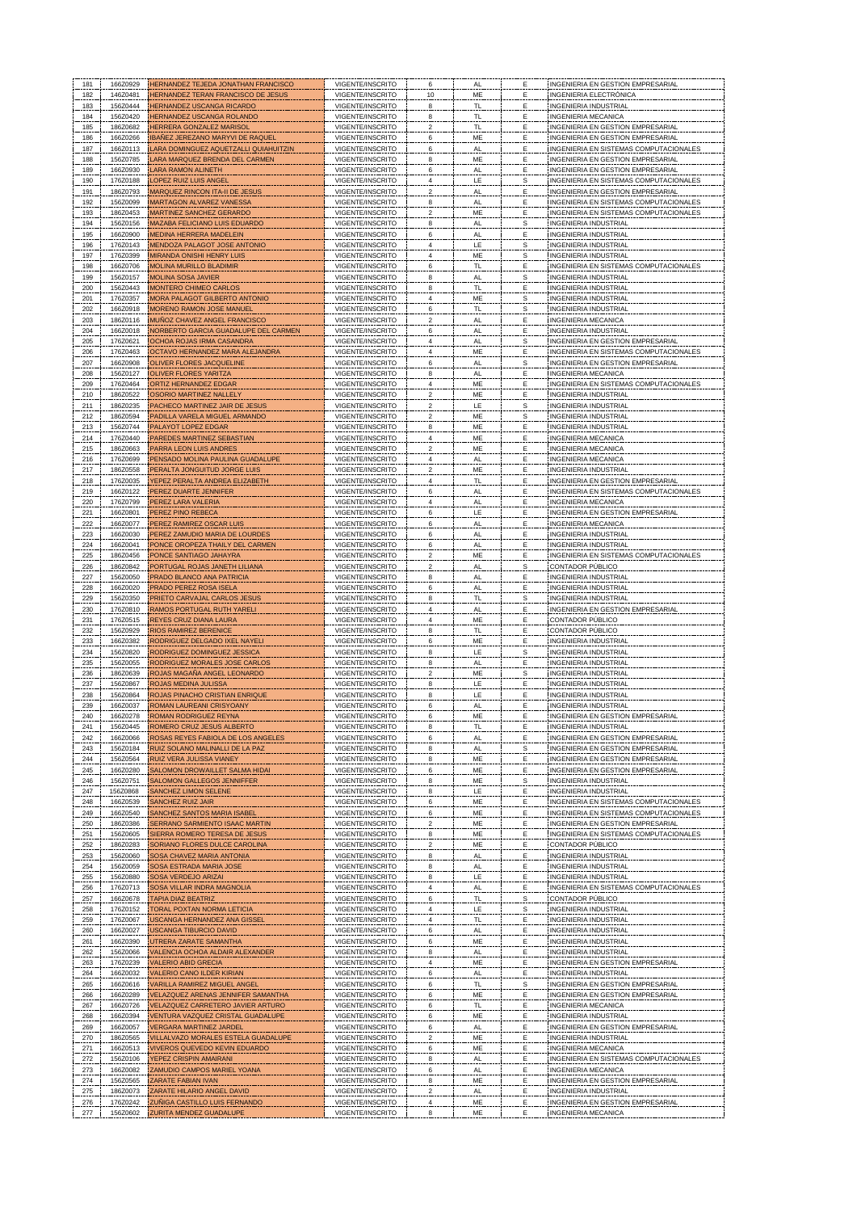| | | | | | | | |
|---|---|---|---|---|---|---|---|
| 181 | 16Z0929 | HERNANDEZ TEJEDA JONATHAN FRANCISCO | VIGENTE/INSCRITO | 6 | AL | E | INGENIERIA EN GESTION EMPRESARIAL |
| 182 | 14Z0481 | HERNANDEZ TERAN FRANCISCO DE JESUS | VIGENTE/INSCRITO | 10 | ME | E | INGENIERIA ELECTRÓNICA |
| 183 | 15Z0444 | HERNANDEZ USCANGA RICARDO | VIGENTE/INSCRITO | 8 | TL | E | INGENIERIA INDUSTRIAL |
| 184 | 15Z0420 | HERNANDEZ USCANGA ROLANDO | VIGENTE/INSCRITO | 8 | TL | E | INGENIERIA MECANICA |
| 185 | 18Z0682 | HERRERA GONZALEZ MARISOL | VIGENTE/INSCRITO | 2 | TL | E | INGENIERIA EN GESTION EMPRESARIAL |
| 186 | 16Z0266 | IBAÑEZ JEREZANO MARYVI DE RAQUEL | VIGENTE/INSCRITO | 6 | ME | E | INGENIERIA EN GESTION EMPRESARIAL |
| 187 | 16Z0113 | LARA DOMINGUEZ AQUETZALLI QUIAHUITZIN | VIGENTE/INSCRITO | 6 | AL | E | INGENIERIA EN SISTEMAS COMPUTACIONALES |
| 188 | 15Z0785 | LARA MARQUEZ BRENDA DEL CARMEN | VIGENTE/INSCRITO | 8 | ME | E | INGENIERIA EN GESTION EMPRESARIAL |
| 189 | 16Z0930 | LARA RAMON ALINETH | VIGENTE/INSCRITO | 6 | AL | E | INGENIERIA EN GESTION EMPRESARIAL |
| 190 | 17Z0188 | LOPEZ RUIZ LUIS ANGEL | VIGENTE/INSCRITO | 4 | LE | S | INGENIERIA EN SISTEMAS COMPUTACIONALES |
| 191 | 18Z0793 | MARQUEZ RINCON ITA-I DE JESUS | VIGENTE/INSCRITO | 2 | AL | E | INGENIERIA EN GESTION EMPRESARIAL |
| 192 | 15Z0099 | MARTAGON ALVAREZ VANESSA | VIGENTE/INSCRITO | 8 | AL | E | INGENIERIA EN SISTEMAS COMPUTACIONALES |
| 193 | 18Z0453 | MARTINEZ SANCHEZ GERARDO | VIGENTE/INSCRITO | 2 | ME | E | INGENIERIA EN SISTEMAS COMPUTACIONALES |
| 194 | 15Z0156 | MAZABA FELICIANO LUIS EDUARDO | VIGENTE/INSCRITO | 8 | AL | S | INGENIERIA INDUSTRIAL |
| 195 | 16Z0900 | MEDINA HERRERA MADELEIN | VIGENTE/INSCRITO | 6 | AL | E | INGENIERIA INDUSTRIAL |
| 196 | 17Z0143 | MENDOZA PALAGOT JOSE ANTONIO | VIGENTE/INSCRITO | 4 | LE | S | INGENIERIA INDUSTRIAL |
| 197 | 17Z0399 | MIRANDA ONISHI HENRY LUIS | VIGENTE/INSCRITO | 4 | ME | S | INGENIERIA INDUSTRIAL |
| 198 | 16Z0706 | MOLINA MURILLO BLADIMIR | VIGENTE/INSCRITO | 6 | TL | E | INGENIERIA EN SISTEMAS COMPUTACIONALES |
| 199 | 15Z0157 | MOLINA SOSA JAVIER | VIGENTE/INSCRITO | 8 | AL | S | INGENIERIA INDUSTRIAL |
| 200 | 15Z0443 | MONTERO CHIMEO CARLOS | VIGENTE/INSCRITO | 8 | TL | E | INGENIERIA INDUSTRIAL |
| 201 | 17Z0357 | MORA PALAGOT GILBERTO ANTONIO | VIGENTE/INSCRITO | 4 | ME | S | INGENIERIA INDUSTRIAL |
| 202 | 16Z0918 | MORENO RAMON JOSE MANUEL | VIGENTE/INSCRITO | 6 | TL | S | INGENIERIA INDUSTRIAL |
| 203 | 18Z0116 | MUÑOZ CHAVEZ ANGEL FRANCISCO | VIGENTE/INSCRITO | 2 | AL | E | INGENIERIA MECANICA |
| 204 | 16Z0018 | NORBERTO GARCIA GUADALUPE DEL CARMEN | VIGENTE/INSCRITO | 6 | AL | E | INGENIERIA INDUSTRIAL |
| 205 | 17Z0621 | OCHOA ROJAS IRMA CASANDRA | VIGENTE/INSCRITO | 4 | AL | S | INGENIERIA EN GESTION EMPRESARIAL |
| 206 | 17Z0463 | OCTAVO HERNANDEZ MARA ALEJANDRA | VIGENTE/INSCRITO | 4 | ME | E | INGENIERIA EN SISTEMAS COMPUTACIONALES |
| 207 | 16Z0908 | OLIVER FLORES JACQUELINE | VIGENTE/INSCRITO | 6 | AL | S | INGENIERIA EN GESTION EMPRESARIAL |
| 208 | 15Z0127 | OLIVER FLORES YARITZA | VIGENTE/INSCRITO | 8 | AL | E | INGENIERIA MECANICA |
| 209 | 17Z0464 | ORTIZ HERNANDEZ EDGAR | VIGENTE/INSCRITO | 4 | ME | E | INGENIERIA EN SISTEMAS COMPUTACIONALES |
| 210 | 18Z0522 | OSORIO MARTINEZ NALLELY | VIGENTE/INSCRITO | 2 | ME | E | INGENIERIA INDUSTRIAL |
| 211 | 18Z0235 | PACHECO MARTINEZ JAIR DE JESUS | VIGENTE/INSCRITO | 2 | LE | S | INGENIERIA INDUSTRIAL |
| 212 | 18Z0594 | PADILLA VARELA MIGUEL ARMANDO | VIGENTE/INSCRITO | 2 | ME | S | INGENIERIA INDUSTRIAL |
| 213 | 15Z0744 | PALAYOT LOPEZ EDGAR | VIGENTE/INSCRITO | 8 | ME | E | INGENIERIA INDUSTRIAL |
| 214 | 17Z0440 | PAREDES MARTINEZ SEBASTIAN | VIGENTE/INSCRITO | 4 | ME | E | INGENIERIA MECANICA |
| 215 | 18Z0663 | PARRA LEON LUIS ANDRES | VIGENTE/INSCRITO | 2 | ME | E | INGENIERIA MECANICA |
| 216 | 17Z0699 | PENSADO MOLINA PAULINA GUADALUPE | VIGENTE/INSCRITO | 4 | AL | E | INGENIERIA MECANICA |
| 217 | 18Z0558 | PERALTA JONGUITUD JORGE LUIS | VIGENTE/INSCRITO | 2 | ME | E | INGENIERIA INDUSTRIAL |
| 218 | 17Z0035 | YEPEZ PERALTA ANDREA ELIZABETH | VIGENTE/INSCRITO | 4 | TL | E | INGENIERIA EN GESTION EMPRESARIAL |
| 219 | 16Z0122 | PEREZ DUARTE JENNIFER | VIGENTE/INSCRITO | 6 | AL | E | INGENIERIA EN SISTEMAS COMPUTACIONALES |
| 220 | 17Z0799 | PEREZ LARA VALERIA | VIGENTE/INSCRITO | 4 | AL | E | INGENIERIA MECANICA |
| 221 | 16Z0801 | PEREZ PINO REBECA | VIGENTE/INSCRITO | 6 | LE | E | INGENIERIA EN GESTION EMPRESARIAL |
| 222 | 16Z0077 | PEREZ RAMIREZ OSCAR LUIS | VIGENTE/INSCRITO | 6 | AL | E | INGENIERIA MECANICA |
| 223 | 16Z0030 | PEREZ ZAMUDIO MARIA DE LOURDES | VIGENTE/INSCRITO | 6 | AL | E | INGENIERIA INDUSTRIAL |
| 224 | 16Z0041 | PONCE OROPEZA THAILY DEL CARMEN | VIGENTE/INSCRITO | 6 | AL | E | INGENIERIA INDUSTRIAL |
| 225 | 18Z0456 | PONCE SANTIAGO JAHAYRA | VIGENTE/INSCRITO | 2 | ME | E | INGENIERIA EN SISTEMAS COMPUTACIONALES |
| 226 | 18Z0842 | PORTUGAL ROJAS JANETH LILIANA | VIGENTE/INSCRITO | 2 | AL | S | CONTADOR PÚBLICO |
| 227 | 15Z0050 | PRADO BLANCO ANA PATRICIA | VIGENTE/INSCRITO | 8 | AL | E | INGENIERIA INDUSTRIAL |
| 228 | 16Z0020 | PRADO PEREZ ROSA ISELA | VIGENTE/INSCRITO | 6 | AL | E | INGENIERIA INDUSTRIAL |
| 229 | 15Z0350 | PRIETO CARVAJAL CARLOS JESUS | VIGENTE/INSCRITO | 8 | TL | S | INGENIERIA INDUSTRIAL |
| 230 | 17Z0810 | RAMOS PORTUGAL RUTH YARELI | VIGENTE/INSCRITO | 4 | AL | E | INGENIERIA EN GESTION EMPRESARIAL |
| 231 | 17Z0515 | REYES CRUZ DIANA LAURA | VIGENTE/INSCRITO | 4 | ME | E | CONTADOR PÚBLICO |
| 232 | 15Z0929 | RIOS RAMIREZ BERENICE | VIGENTE/INSCRITO | 8 | TL | E | CONTADOR PÚBLICO |
| 233 | 16Z0382 | RODRIGUEZ DELGADO IXEL NAYELI | VIGENTE/INSCRITO | 6 | ME | E | INGENIERIA INDUSTRIAL |
| 234 | 15Z0820 | RODRIGUEZ DOMINGUEZ JESSICA | VIGENTE/INSCRITO | 8 | LE | S | INGENIERIA INDUSTRIAL |
| 235 | 15Z0055 | RODRIGUEZ MORALES JOSE CARLOS | VIGENTE/INSCRITO | 8 | AL | E | INGENIERIA INDUSTRIAL |
| 236 | 18Z0639 | ROJAS MAGAÑA ANGEL LEONARDO | VIGENTE/INSCRITO | 2 | ME | S | INGENIERIA INDUSTRIAL |
| 237 | 15Z0867 | ROJAS MEDINA JULISSA | VIGENTE/INSCRITO | 8 | LE | E | INGENIERIA INDUSTRIAL |
| 238 | 15Z0864 | ROJAS PINACHO CRISTIAN ENRIQUE | VIGENTE/INSCRITO | 8 | LE | E | INGENIERIA INDUSTRIAL |
| 239 | 16Z0037 | ROMAN LAUREANI CRISYOANY | VIGENTE/INSCRITO | 6 | AL | E | INGENIERIA INDUSTRIAL |
| 240 | 16Z0278 | ROMAN RODRIGUEZ REYNA | VIGENTE/INSCRITO | 6 | ME | E | INGENIERIA EN GESTION EMPRESARIAL |
| 241 | 15Z0445 | ROMERO CRUZ JESUS ALBERTO | VIGENTE/INSCRITO | 8 | TL | E | INGENIERIA INDUSTRIAL |
| 242 | 16Z0066 | ROSAS REYES FABIOLA DE LOS ANGELES | VIGENTE/INSCRITO | 6 | AL | E | INGENIERIA EN GESTION EMPRESARIAL |
| 243 | 15Z0184 | RUIZ SOLANO MALINALLI DE LA PAZ | VIGENTE/INSCRITO | 8 | AL | S | INGENIERIA EN GESTION EMPRESARIAL |
| 244 | 15Z0564 | RUIZ VERA JULISSA VIANEY | VIGENTE/INSCRITO | 8 | ME | E | INGENIERIA EN GESTION EMPRESARIAL |
| 245 | 16Z0280 | SALOMON DROWAILLET SALMA HIDAI | VIGENTE/INSCRITO | 6 | ME | E | INGENIERIA EN GESTION EMPRESARIAL |
| 246 | 15Z0751 | SALOMON GALLEGOS JENNIFFER | VIGENTE/INSCRITO | 8 | ME | S | INGENIERIA INDUSTRIAL |
| 247 | 15Z0868 | SANCHEZ LIMON SELENE | VIGENTE/INSCRITO | 8 | LE | E | INGENIERIA INDUSTRIAL |
| 248 | 16Z0539 | SANCHEZ RUIZ JAIR | VIGENTE/INSCRITO | 6 | ME | E | INGENIERIA EN SISTEMAS COMPUTACIONALES |
| 249 | 16Z0540 | SANCHEZ SANTOS MARIA ISABEL | VIGENTE/INSCRITO | 6 | ME | E | INGENIERIA EN SISTEMAS COMPUTACIONALES |
| 250 | 18Z0386 | SERRANO SARMIENTO ISAAC MARTIN | VIGENTE/INSCRITO | 2 | ME | E | INGENIERIA EN GESTION EMPRESARIAL |
| 251 | 15Z0605 | SIERRA ROMERO TERESA DE JESUS | VIGENTE/INSCRITO | 8 | ME | E | INGENIERIA EN SISTEMAS COMPUTACIONALES |
| 252 | 18Z0283 | SORIANO FLORES DULCE CAROLINA | VIGENTE/INSCRITO | 2 | ME | E | CONTADOR PÚBLICO |
| 253 | 15Z0060 | SOSA CHAVEZ MARIA ANTONIA | VIGENTE/INSCRITO | 8 | AL | E | INGENIERIA INDUSTRIAL |
| 254 | 15Z0059 | SOSA ESTRADA MARIA JOSE | VIGENTE/INSCRITO | 8 | AL | E | INGENIERIA INDUSTRIAL |
| 255 | 15Z0880 | SOSA VERDEJO ARIZAI | VIGENTE/INSCRITO | 8 | LE | E | INGENIERIA INDUSTRIAL |
| 256 | 17Z0713 | SOSA VILLAR INDRA MAGNOLIA | VIGENTE/INSCRITO | 4 | AL | E | INGENIERIA EN SISTEMAS COMPUTACIONALES |
| 257 | 16Z0678 | TAPIA DIAZ BEATRIZ | VIGENTE/INSCRITO | 6 | TL | S | CONTADOR PÚBLICO |
| 258 | 17Z0152 | TORAL POXTAN NORMA LETICIA | VIGENTE/INSCRITO | 4 | LE | S | INGENIERIA INDUSTRIAL |
| 259 | 17Z0067 | USCANGA HERNANDEZ ANA GISSEL | VIGENTE/INSCRITO | 4 | TL | E | INGENIERIA INDUSTRIAL |
| 260 | 16Z0027 | USCANGA TIBURCIO DAVID | VIGENTE/INSCRITO | 6 | AL | E | INGENIERIA INDUSTRIAL |
| 261 | 16Z0390 | UTRERA ZARATE SAMANTHA | VIGENTE/INSCRITO | 6 | ME | E | INGENIERIA INDUSTRIAL |
| 262 | 15Z0066 | VALENCIA OCHOA ALDAIR ALEXANDER | VIGENTE/INSCRITO | 8 | AL | E | INGENIERIA INDUSTRIAL |
| 263 | 17Z0239 | VALERIO ABID GRECIA | VIGENTE/INSCRITO | 4 | ME | E | INGENIERIA EN GESTION EMPRESARIAL |
| 264 | 16Z0032 | VALERIO CANO ILDER KIRIAN | VIGENTE/INSCRITO | 6 | AL | E | INGENIERIA INDUSTRIAL |
| 265 | 16Z0616 | VARILLA RAMIREZ MIGUEL ANGEL | VIGENTE/INSCRITO | 6 | TL | S | INGENIERIA EN GESTION EMPRESARIAL |
| 266 | 16Z0289 | VELAZQUEZ ARENAS JENNIFER SAMANTHA | VIGENTE/INSCRITO | 6 | ME | E | INGENIERIA EN GESTION EMPRESARIAL |
| 267 | 16Z0726 | VELAZQUEZ CARRETERO JAVIER ARTURO | VIGENTE/INSCRITO | 6 | TL | E | INGENIERIA MECANICA |
| 268 | 16Z0394 | VENTURA VAZQUEZ CRISTAL GUADALUPE | VIGENTE/INSCRITO | 6 | ME | E | INGENIERIA INDUSTRIAL |
| 269 | 16Z0057 | VERGARA MARTINEZ JARDEL | VIGENTE/INSCRITO | 6 | AL | E | INGENIERIA EN GESTION EMPRESARIAL |
| 270 | 18Z0565 | VILLALVAZO MORALES ESTELA GUADALUPE | VIGENTE/INSCRITO | 2 | ME | E | INGENIERIA INDUSTRIAL |
| 271 | 16Z0513 | VIVEROS QUEVEDO KEVIN EDUARDO | VIGENTE/INSCRITO | 6 | ME | E | INGENIERIA MECANICA |
| 272 | 15Z0106 | YEPEZ CRISPIN AMAIRANI | VIGENTE/INSCRITO | 8 | AL | E | INGENIERIA EN SISTEMAS COMPUTACIONALES |
| 273 | 16Z0082 | ZAMUDIO CAMPOS MARIEL YOANA | VIGENTE/INSCRITO | 6 | AL | E | INGENIERIA MECANICA |
| 274 | 15Z0565 | ZARATE FABIAN IVAN | VIGENTE/INSCRITO | 8 | ME | E | INGENIERIA EN GESTION EMPRESARIAL |
| 275 | 18Z0073 | ZARATE HILARIO ANGEL DAVID | VIGENTE/INSCRITO | 2 | AL | E | INGENIERIA INDUSTRIAL |
| 276 | 17Z0242 | ZUÑIGA CASTILLO LUIS FERNANDO | VIGENTE/INSCRITO | 4 | ME | E | INGENIERIA EN GESTION EMPRESARIAL |
| 277 | 15Z0602 | ZURITA MENDEZ GUADALUPE | VIGENTE/INSCRITO | 8 | ME | E | INGENIERIA MECANICA |